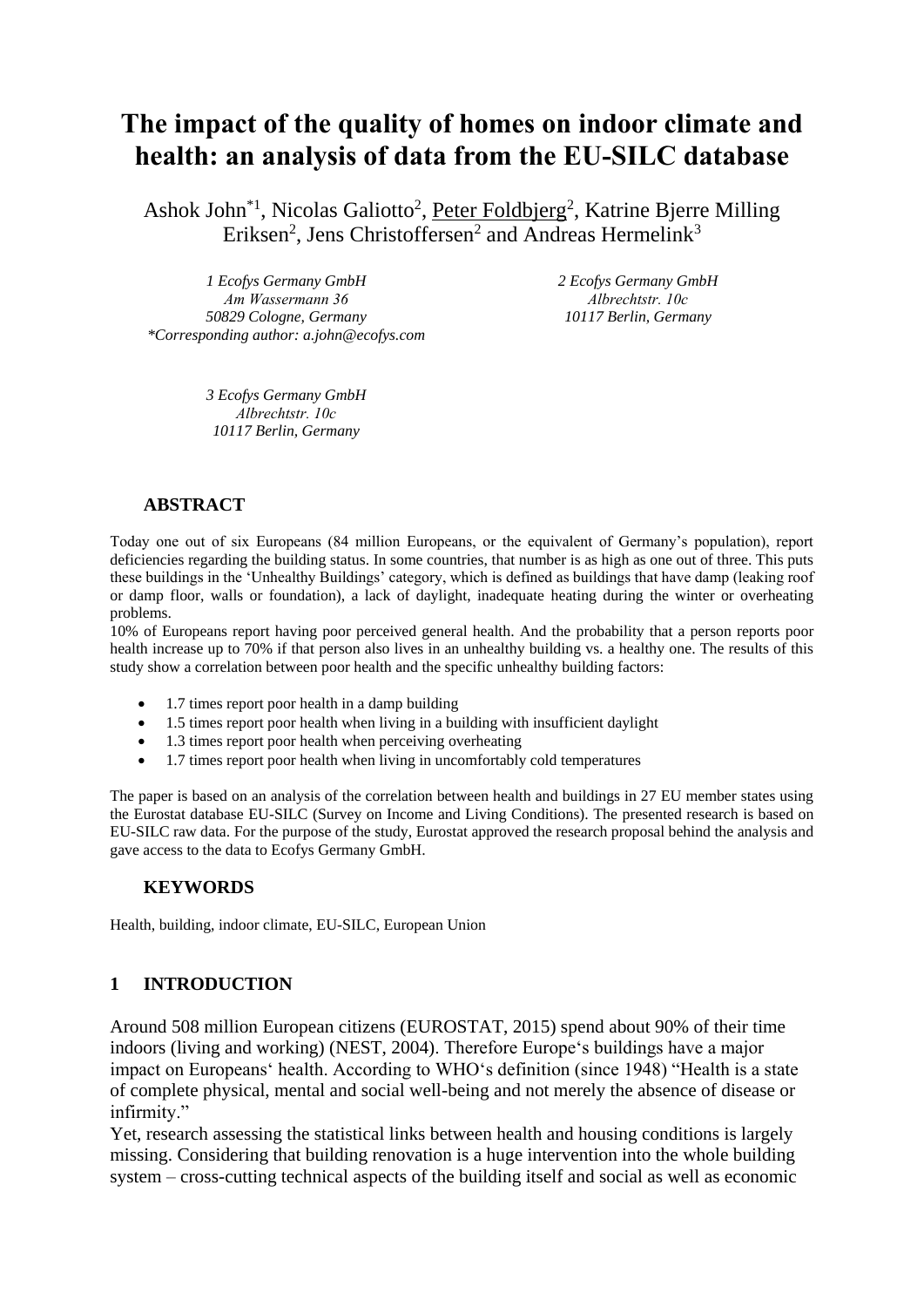# The impact of the quality of homes on indoor climate and health: an analysis of data from the EU-SILC database

Ashok John[*1], Nicolas Galiotto[2], Peter Foldbjerg[2], Katrine Bjerre Milling Eriksen[2], Jens Christoffersen[2] and Andreas Hermelink[3]

*1 Ecofys Germany GmbH*
*Am Wassermann 36*
*50829 Cologne, Germany*
**Corresponding author: a.john@ecofys.com*

*2 Ecofys Germany GmbH*
*Albrechtstr. 10c*
*10117 Berlin, Germany*

*3 Ecofys Germany GmbH*
*Albrechtstr. 10c*
*10117 Berlin, Germany*

## ABSTRACT

Today one out of six Europeans (84 million Europeans, or the equivalent of Germany's population), report deficiencies regarding the building status. In some countries, that number is as high as one out of three. This puts these buildings in the 'Unhealthy Buildings' category, which is defined as buildings that have damp (leaking roof or damp floor, walls or foundation), a lack of daylight, inadequate heating during the winter or overheating problems.

10% of Europeans report having poor perceived general health. And the probability that a person reports poor health increase up to 70% if that person also lives in an unhealthy building vs. a healthy one. The results of this study show a correlation between poor health and the specific unhealthy building factors:

- 1.7 times report poor health in a damp building
- 1.5 times report poor health when living in a building with insufficient daylight
- 1.3 times report poor health when perceiving overheating
- 1.7 times report poor health when living in uncomfortably cold temperatures

The paper is based on an analysis of the correlation between health and buildings in 27 EU member states using the Eurostat database EU-SILC (Survey on Income and Living Conditions). The presented research is based on EU-SILC raw data. For the purpose of the study, Eurostat approved the research proposal behind the analysis and gave access to the data to Ecofys Germany GmbH.

## KEYWORDS

Health, building, indoor climate, EU-SILC, European Union

## 1 INTRODUCTION

Around 508 million European citizens (EUROSTAT, 2015) spend about 90% of their time indoors (living and working) (NEST, 2004). Therefore Europe's buildings have a major impact on Europeans' health. According to WHO's definition (since 1948) "Health is a state of complete physical, mental and social well-being and not merely the absence of disease or infirmity."

Yet, research assessing the statistical links between health and housing conditions is largely missing. Considering that building renovation is a huge intervention into the whole building system – cross-cutting technical aspects of the building itself and social as well as economic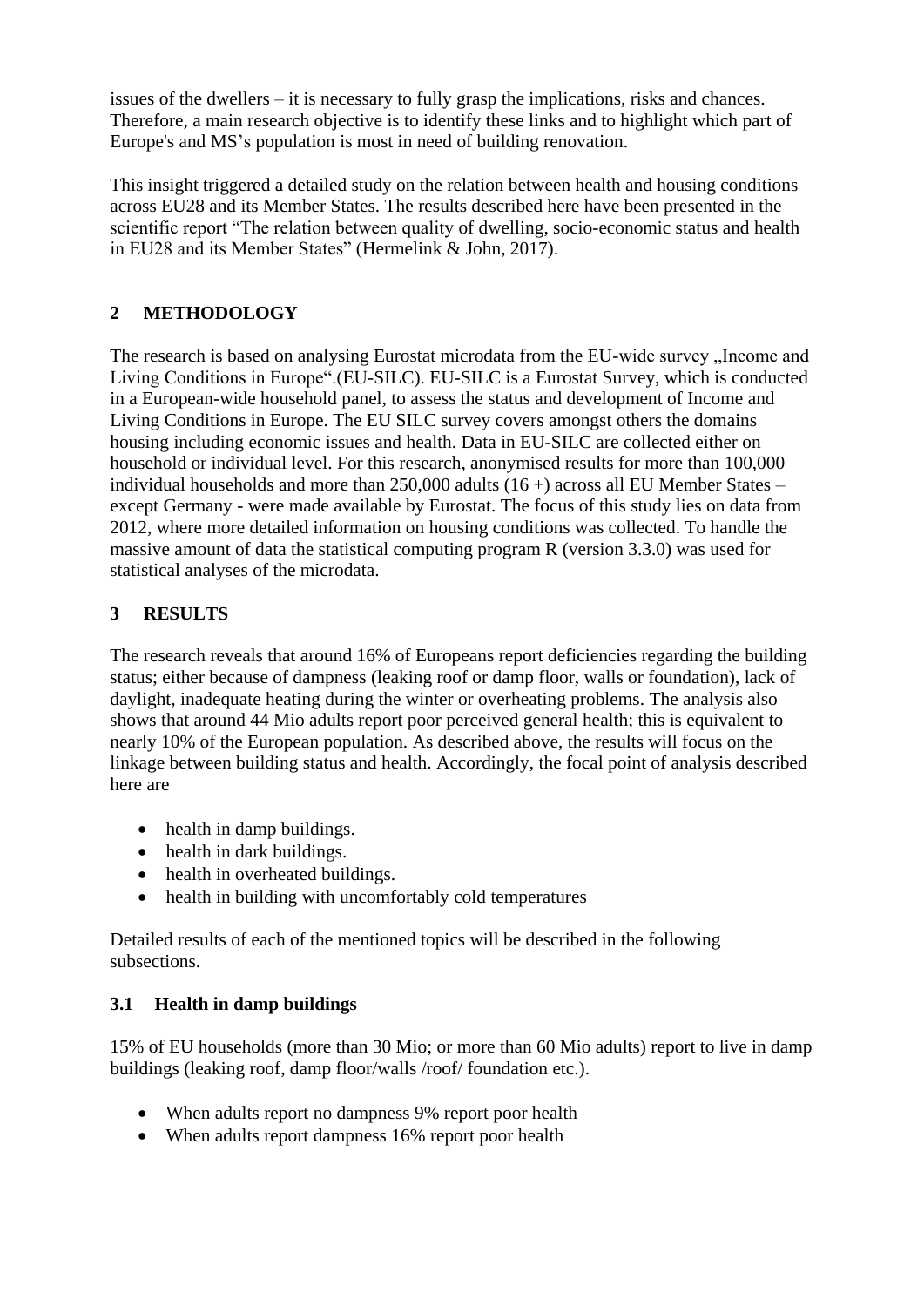issues of the dwellers – it is necessary to fully grasp the implications, risks and chances. Therefore, a main research objective is to identify these links and to highlight which part of Europe's and MS's population is most in need of building renovation.

This insight triggered a detailed study on the relation between health and housing conditions across EU28 and its Member States. The results described here have been presented in the scientific report "The relation between quality of dwelling, socio-economic status and health in EU28 and its Member States" (Hermelink & John, 2017).

## 2 METHODOLOGY

The research is based on analysing Eurostat microdata from the EU-wide survey „Income and Living Conditions in Europe".(EU-SILC). EU-SILC is a Eurostat Survey, which is conducted in a European-wide household panel, to assess the status and development of Income and Living Conditions in Europe. The EU SILC survey covers amongst others the domains housing including economic issues and health. Data in EU-SILC are collected either on household or individual level. For this research, anonymised results for more than 100,000 individual households and more than 250,000 adults (16 +) across all EU Member States – except Germany - were made available by Eurostat. The focus of this study lies on data from 2012, where more detailed information on housing conditions was collected. To handle the massive amount of data the statistical computing program R (version 3.3.0) was used for statistical analyses of the microdata.

## 3 RESULTS

The research reveals that around 16% of Europeans report deficiencies regarding the building status; either because of dampness (leaking roof or damp floor, walls or foundation), lack of daylight, inadequate heating during the winter or overheating problems. The analysis also shows that around 44 Mio adults report poor perceived general health; this is equivalent to nearly 10% of the European population. As described above, the results will focus on the linkage between building status and health. Accordingly, the focal point of analysis described here are

- health in damp buildings.
- health in dark buildings.
- health in overheated buildings.
- health in building with uncomfortably cold temperatures

Detailed results of each of the mentioned topics will be described in the following subsections.

### 3.1 Health in damp buildings

15% of EU households (more than 30 Mio; or more than 60 Mio adults) report to live in damp buildings (leaking roof, damp floor/walls /roof/ foundation etc.).

- When adults report no dampness 9% report poor health
- When adults report dampness 16% report poor health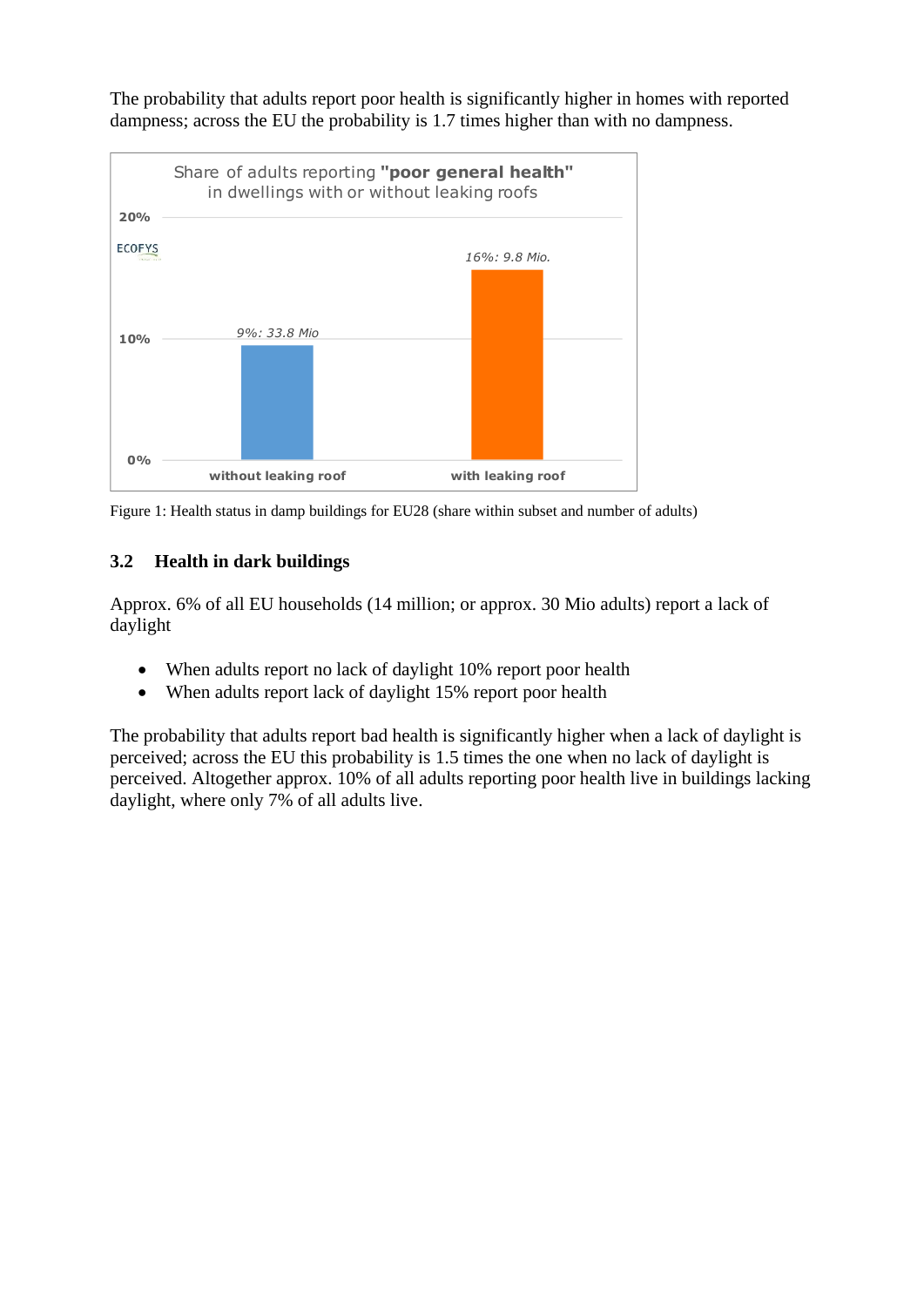The probability that adults report poor health is significantly higher in homes with reported dampness; across the EU the probability is 1.7 times higher than with no dampness.

Figure 1: Health status in damp buildings for EU28 (share within subset and number of adults)

### 3.2 Health in dark buildings

Approx. 6% of all EU households (14 million; or approx. 30 Mio adults) report a lack of daylight

- When adults report no lack of daylight 10% report poor health
- When adults report lack of daylight 15% report poor health

The probability that adults report bad health is significantly higher when a lack of daylight is perceived; across the EU this probability is 1.5 times the one when no lack of daylight is perceived. Altogether approx. 10% of all adults reporting poor health live in buildings lacking daylight, where only 7% of all adults live.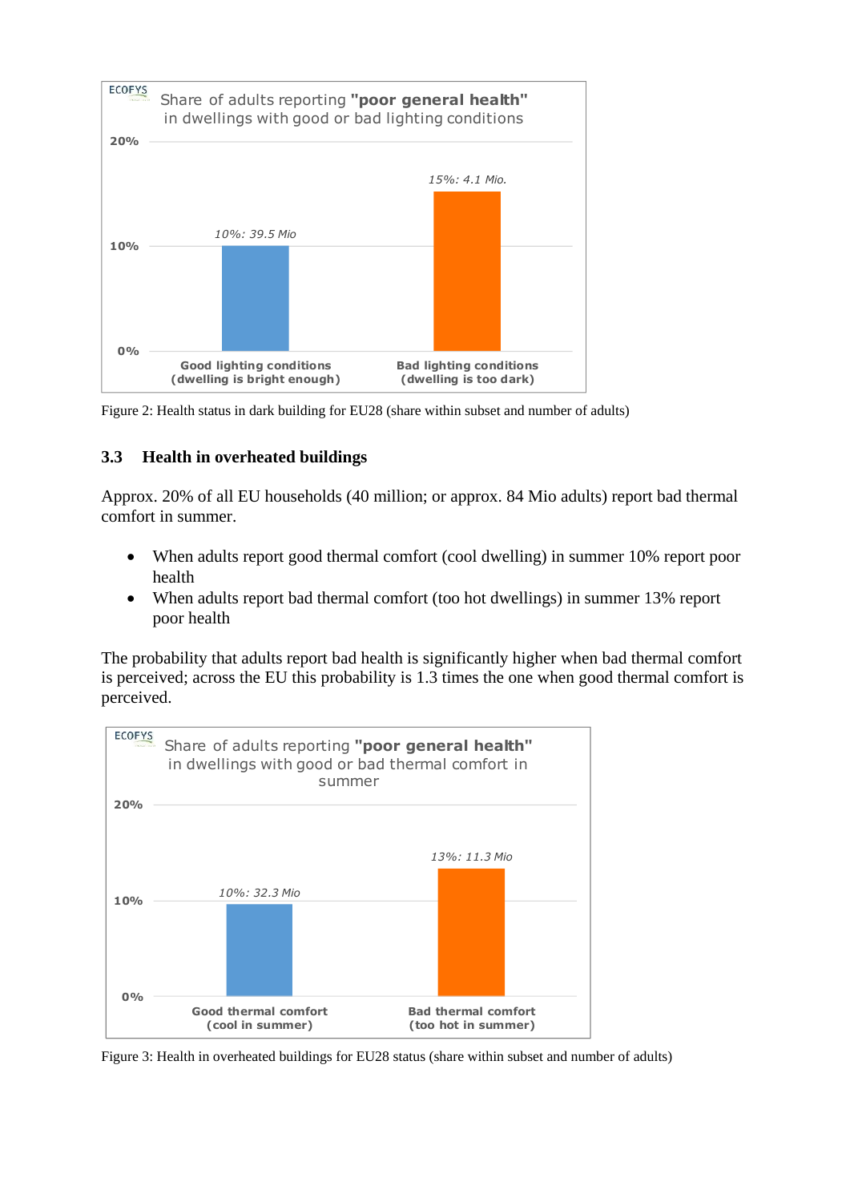Figure 2: Health status in dark building for EU28 (share within subset and number of adults)

### 3.3 Health in overheated buildings

Approx. 20% of all EU households (40 million; or approx. 84 Mio adults) report bad thermal comfort in summer.

- When adults report good thermal comfort (cool dwelling) in summer 10% report poor health
- When adults report bad thermal comfort (too hot dwellings) in summer 13% report poor health

The probability that adults report bad health is significantly higher when bad thermal comfort is perceived; across the EU this probability is 1.3 times the one when good thermal comfort is perceived.

Figure 3: Health in overheated buildings for EU28 status (share within subset and number of adults)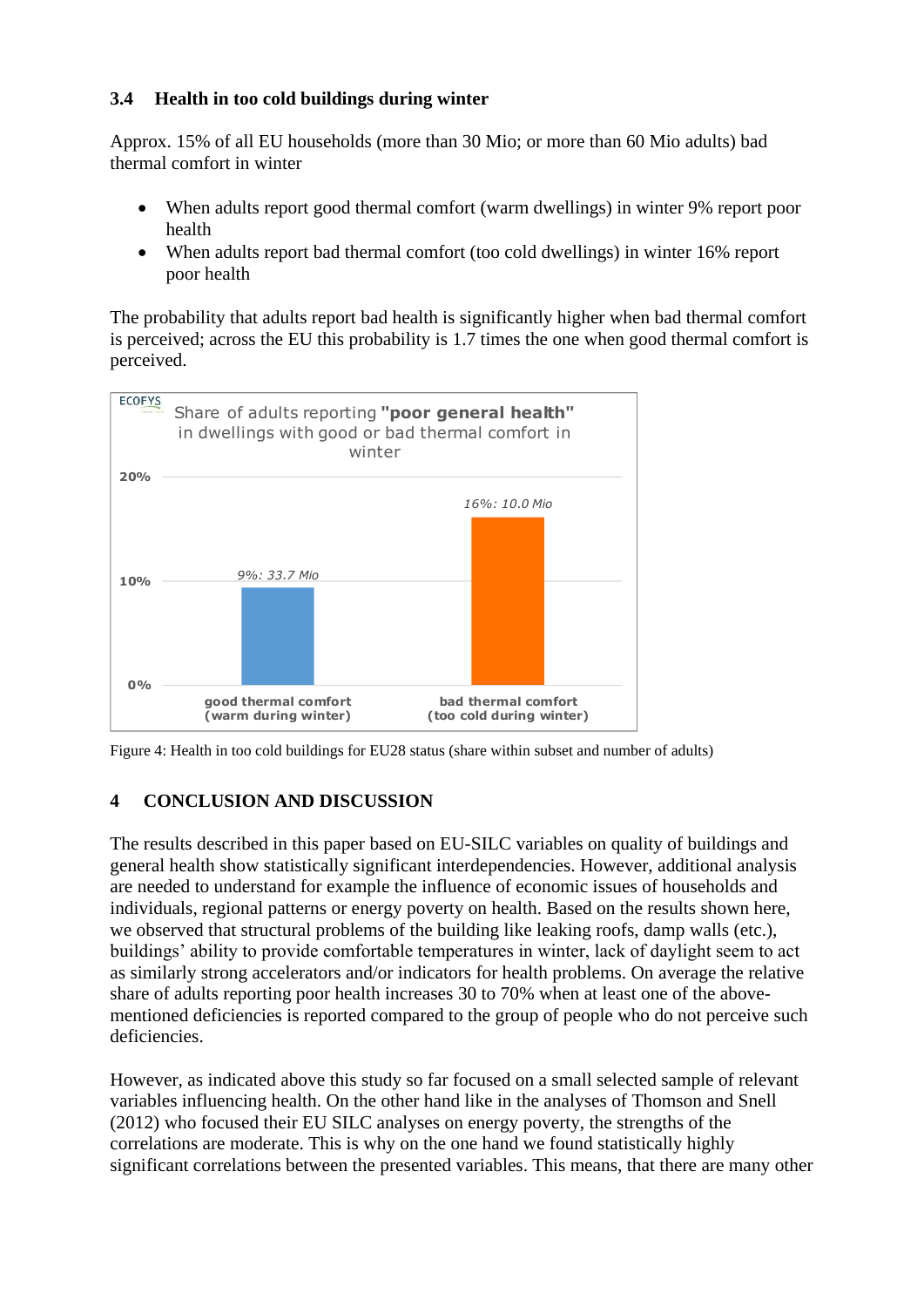### 3.4 Health in too cold buildings during winter

Approx. 15% of all EU households (more than 30 Mio; or more than 60 Mio adults) bad thermal comfort in winter

- When adults report good thermal comfort (warm dwellings) in winter 9% report poor health
- When adults report bad thermal comfort (too cold dwellings) in winter 16% report poor health

The probability that adults report bad health is significantly higher when bad thermal comfort is perceived; across the EU this probability is 1.7 times the one when good thermal comfort is perceived.

ECOFYS

Share of adults reporting **"poor general health"** in dwellings with good or bad thermal comfort in winter

| | good thermal comfort (warm during winter) | bad thermal comfort (too cold during winter) |
|---|---|---|
| Share; number of adults | *9%: 33.7 Mio* | *16%: 10.0 Mio* |

Figure 4: Health in too cold buildings for EU28 status (share within subset and number of adults)

## 4 CONCLUSION AND DISCUSSION

The results described in this paper based on EU-SILC variables on quality of buildings and general health show statistically significant interdependencies. However, additional analysis are needed to understand for example the influence of economic issues of households and individuals, regional patterns or energy poverty on health. Based on the results shown here, we observed that structural problems of the building like leaking roofs, damp walls (etc.), buildings' ability to provide comfortable temperatures in winter, lack of daylight seem to act as similarly strong accelerators and/or indicators for health problems. On average the relative share of adults reporting poor health increases 30 to 70% when at least one of the above-mentioned deficiencies is reported compared to the group of people who do not perceive such deficiencies.

However, as indicated above this study so far focused on a small selected sample of relevant variables influencing health. On the other hand like in the analyses of Thomson and Snell (2012) who focused their EU SILC analyses on energy poverty, the strengths of the correlations are moderate. This is why on the one hand we found statistically highly significant correlations between the presented variables. This means, that there are many other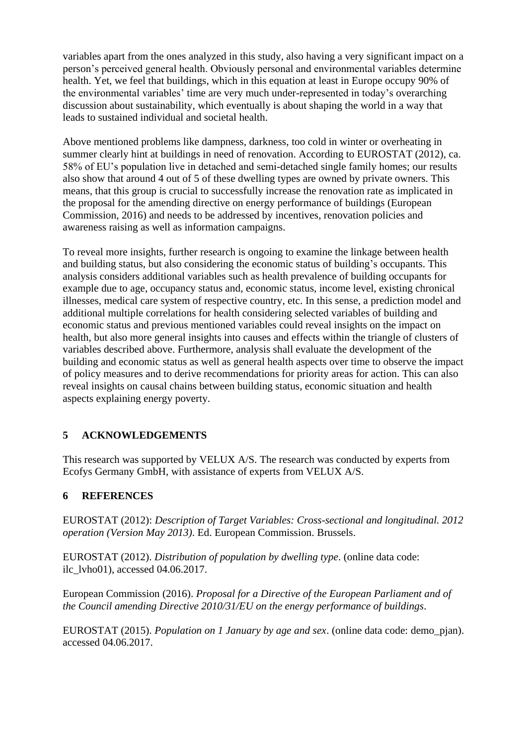variables apart from the ones analyzed in this study, also having a very significant impact on a person's perceived general health. Obviously personal and environmental variables determine health. Yet, we feel that buildings, which in this equation at least in Europe occupy 90% of the environmental variables' time are very much under-represented in today's overarching discussion about sustainability, which eventually is about shaping the world in a way that leads to sustained individual and societal health.

Above mentioned problems like dampness, darkness, too cold in winter or overheating in summer clearly hint at buildings in need of renovation. According to EUROSTAT (2012), ca. 58% of EU's population live in detached and semi-detached single family homes; our results also show that around 4 out of 5 of these dwelling types are owned by private owners. This means, that this group is crucial to successfully increase the renovation rate as implicated in the proposal for the amending directive on energy performance of buildings (European Commission, 2016) and needs to be addressed by incentives, renovation policies and awareness raising as well as information campaigns.

To reveal more insights, further research is ongoing to examine the linkage between health and building status, but also considering the economic status of building's occupants. This analysis considers additional variables such as health prevalence of building occupants for example due to age, occupancy status and, economic status, income level, existing chronical illnesses, medical care system of respective country, etc. In this sense, a prediction model and additional multiple correlations for health considering selected variables of building and economic status and previous mentioned variables could reveal insights on the impact on health, but also more general insights into causes and effects within the triangle of clusters of variables described above. Furthermore, analysis shall evaluate the development of the building and economic status as well as general health aspects over time to observe the impact of policy measures and to derive recommendations for priority areas for action. This can also reveal insights on causal chains between building status, economic situation and health aspects explaining energy poverty.

## 5 ACKNOWLEDGEMENTS

This research was supported by VELUX A/S. The research was conducted by experts from Ecofys Germany GmbH, with assistance of experts from VELUX A/S.

## 6 REFERENCES

EUROSTAT (2012): *Description of Target Variables: Cross-sectional and longitudinal. 2012 operation (Version May 2013)*. Ed. European Commission. Brussels.

EUROSTAT (2012). *Distribution of population by dwelling type*. (online data code: ilc_lvho01), accessed 04.06.2017.

European Commission (2016). *Proposal for a Directive of the European Parliament and of the Council amending Directive 2010/31/EU on the energy performance of buildings*.

EUROSTAT (2015). *Population on 1 January by age and sex*. (online data code: demo_pjan). accessed 04.06.2017.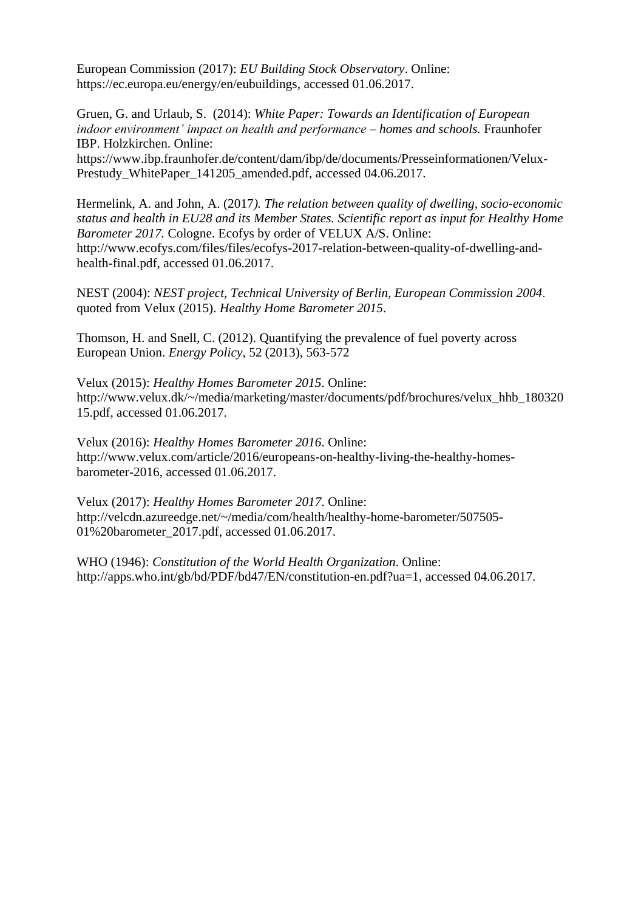European Commission (2017): *EU Building Stock Observatory*. Online: https://ec.europa.eu/energy/en/eubuildings, accessed 01.06.2017.

Gruen, G. and Urlaub, S. (2014): *White Paper: Towards an Identification of European indoor environment' impact on health and performance – homes and schools.* Fraunhofer IBP. Holzkirchen. Online: https://www.ibp.fraunhofer.de/content/dam/ibp/de/documents/Presseinformationen/Velux-Prestudy_WhitePaper_141205_amended.pdf, accessed 04.06.2017.

Hermelink, A. and John, A. (2017*). The relation between quality of dwelling, socio-economic status and health in EU28 and its Member States. Scientific report as input for Healthy Home Barometer 2017.* Cologne. Ecofys by order of VELUX A/S. Online: http://www.ecofys.com/files/files/ecofys-2017-relation-between-quality-of-dwelling-and-health-final.pdf, accessed 01.06.2017.

NEST (2004): *NEST project, Technical University of Berlin, European Commission 2004*. quoted from Velux (2015). *Healthy Home Barometer 2015*.

Thomson, H. and Snell, C. (2012). Quantifying the prevalence of fuel poverty across European Union. *Energy Policy*, 52 (2013), 563-572

Velux (2015): *Healthy Homes Barometer 2015*. Online: http://www.velux.dk/~/media/marketing/master/documents/pdf/brochures/velux_hhb_18032015.pdf, accessed 01.06.2017.

Velux (2016): *Healthy Homes Barometer 2016*. Online: http://www.velux.com/article/2016/europeans-on-healthy-living-the-healthy-homes-barometer-2016, accessed 01.06.2017.

Velux (2017): *Healthy Homes Barometer 2017*. Online: http://velcdn.azureedge.net/~/media/com/health/healthy-home-barometer/507505-01%20barometer_2017.pdf, accessed 01.06.2017.

WHO (1946): *Constitution of the World Health Organization*. Online: http://apps.who.int/gb/bd/PDF/bd47/EN/constitution-en.pdf?ua=1, accessed 04.06.2017.